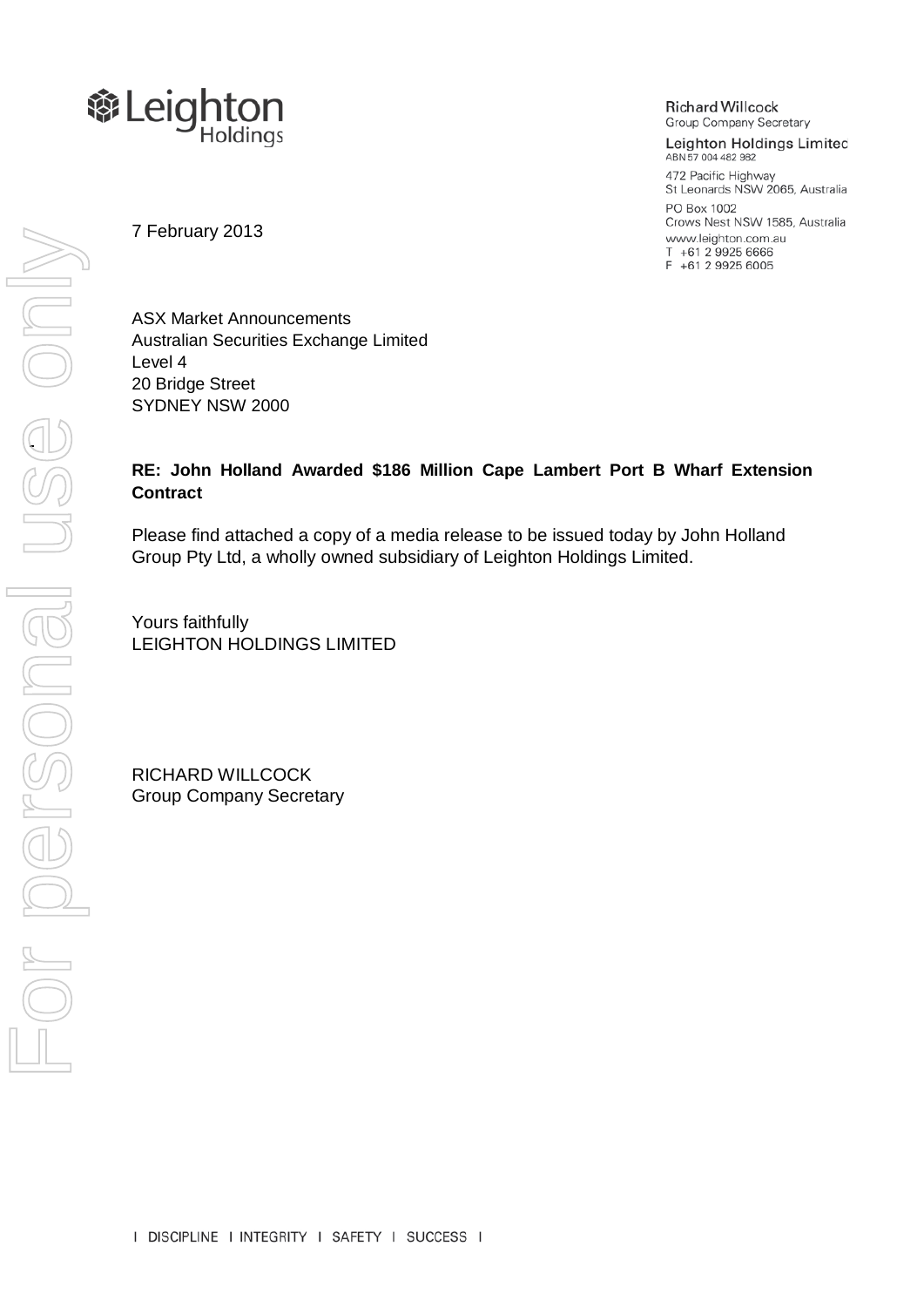Richard Willcock
Group Company Secretary

Leighton Holdings Limited
ABN 57 004 482 982

472 Pacific Highway
St Leonards NSW 2065, Australia

PO Box 1002
Crows Nest NSW 1585, Australia

www.leighton.com.au
T +61 2 9925 6666
F +61 2 9925 6005

7 February 2013

ASX Market Announcements
Australian Securities Exchange Limited
Level 4
20 Bridge Street
SYDNEY NSW 2000

**RE: John Holland Awarded $186 Million Cape Lambert Port B Wharf Extension Contract**

Please find attached a copy of a media release to be issued today by John Holland Group Pty Ltd, a wholly owned subsidiary of Leighton Holdings Limited.

Yours faithfully
LEIGHTON HOLDINGS LIMITED

RICHARD WILLCOCK
Group Company Secretary

I DISCIPLINE I INTEGRITY I SAFETY I SUCCESS I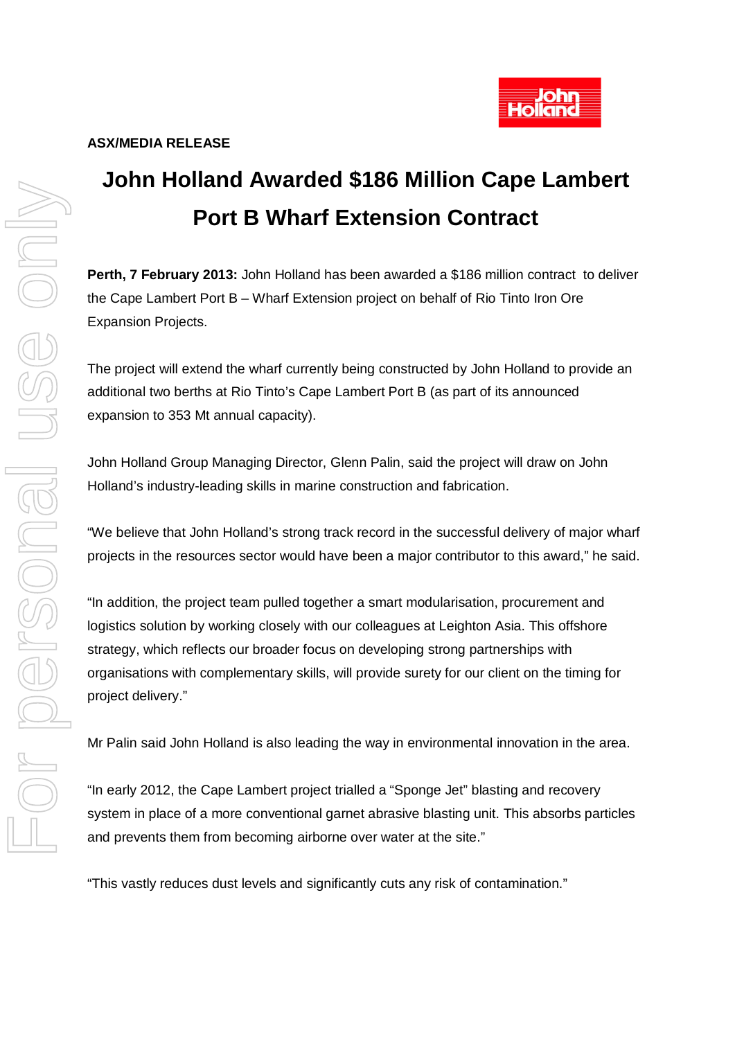**ASX/MEDIA RELEASE**

# John Holland Awarded $186 Million Cape Lambert Port B Wharf Extension Contract

**Perth, 7 February 2013:** John Holland has been awarded a $186 million contract to deliver the Cape Lambert Port B – Wharf Extension project on behalf of Rio Tinto Iron Ore Expansion Projects.

The project will extend the wharf currently being constructed by John Holland to provide an additional two berths at Rio Tinto's Cape Lambert Port B (as part of its announced expansion to 353 Mt annual capacity).

John Holland Group Managing Director, Glenn Palin, said the project will draw on John Holland's industry-leading skills in marine construction and fabrication.

"We believe that John Holland's strong track record in the successful delivery of major wharf projects in the resources sector would have been a major contributor to this award," he said.

"In addition, the project team pulled together a smart modularisation, procurement and logistics solution by working closely with our colleagues at Leighton Asia. This offshore strategy, which reflects our broader focus on developing strong partnerships with organisations with complementary skills, will provide surety for our client on the timing for project delivery."

Mr Palin said John Holland is also leading the way in environmental innovation in the area.

"In early 2012, the Cape Lambert project trialled a "Sponge Jet" blasting and recovery system in place of a more conventional garnet abrasive blasting unit. This absorbs particles and prevents them from becoming airborne over water at the site."

"This vastly reduces dust levels and significantly cuts any risk of contamination."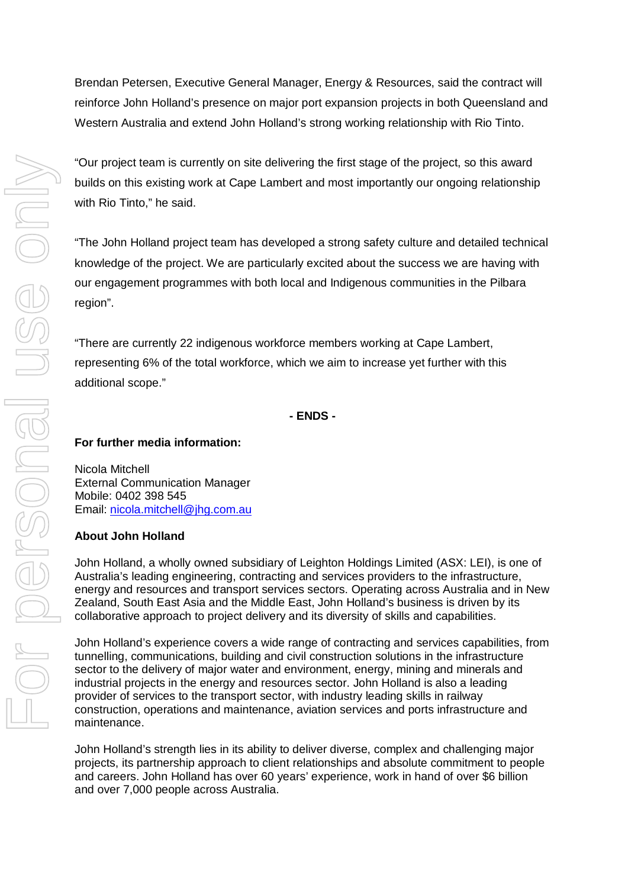Brendan Petersen, Executive General Manager, Energy & Resources, said the contract will reinforce John Holland's presence on major port expansion projects in both Queensland and Western Australia and extend John Holland's strong working relationship with Rio Tinto.

"Our project team is currently on site delivering the first stage of the project, so this award builds on this existing work at Cape Lambert and most importantly our ongoing relationship with Rio Tinto," he said.

"The John Holland project team has developed a strong safety culture and detailed technical knowledge of the project. We are particularly excited about the success we are having with our engagement programmes with both local and Indigenous communities in the Pilbara region".

"There are currently 22 indigenous workforce members working at Cape Lambert, representing 6% of the total workforce, which we aim to increase yet further with this additional scope."

**- ENDS -**

**For further media information:**

Nicola Mitchell
External Communication Manager
Mobile: 0402 398 545
Email: nicola.mitchell@jhg.com.au

**About John Holland**

John Holland, a wholly owned subsidiary of Leighton Holdings Limited (ASX: LEI), is one of Australia's leading engineering, contracting and services providers to the infrastructure, energy and resources and transport services sectors. Operating across Australia and in New Zealand, South East Asia and the Middle East, John Holland's business is driven by its collaborative approach to project delivery and its diversity of skills and capabilities.

John Holland's experience covers a wide range of contracting and services capabilities, from tunnelling, communications, building and civil construction solutions in the infrastructure sector to the delivery of major water and environment, energy, mining and minerals and industrial projects in the energy and resources sector. John Holland is also a leading provider of services to the transport sector, with industry leading skills in railway construction, operations and maintenance, aviation services and ports infrastructure and maintenance.

John Holland's strength lies in its ability to deliver diverse, complex and challenging major projects, its partnership approach to client relationships and absolute commitment to people and careers. John Holland has over 60 years' experience, work in hand of over $6 billion and over 7,000 people across Australia.